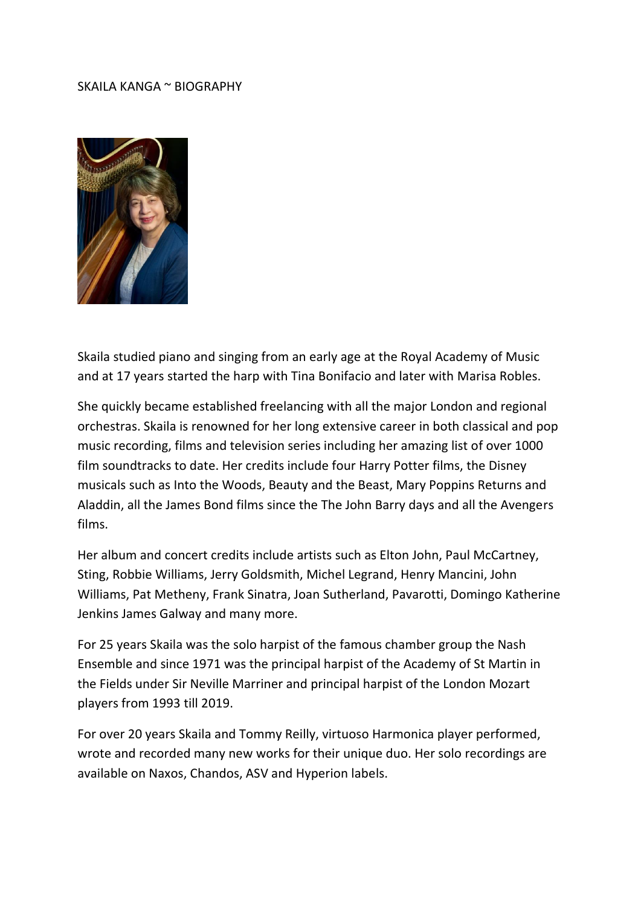# SKAILA KANGA ~ BIOGRAPHY

Skaila studied piano and singing from an early age at the Royal Academy of Music and at 17 years started the harp with Tina Bonifacio and later with Marisa Robles.

She quickly became established freelancing with all the major London and regional orchestras. Skaila is renowned for her long extensive career in both classical and pop music recording, films and television series including her amazing list of over 1000 film soundtracks to date. Her credits include four Harry Potter films, the Disney musicals such as Into the Woods, Beauty and the Beast, Mary Poppins Returns and Aladdin, all the James Bond films since the The John Barry days and all the Avengers films.

Her album and concert credits include artists such as Elton John, Paul McCartney, Sting, Robbie Williams, Jerry Goldsmith, Michel Legrand, Henry Mancini, John Williams, Pat Metheny, Frank Sinatra, Joan Sutherland, Pavarotti, Domingo Katherine Jenkins James Galway and many more.

For 25 years Skaila was the solo harpist of the famous chamber group the Nash Ensemble and since 1971 was the principal harpist of the Academy of St Martin in the Fields under Sir Neville Marriner and principal harpist of the London Mozart players from 1993 till 2019.

For over 20 years Skaila and Tommy Reilly, virtuoso Harmonica player performed, wrote and recorded many new works for their unique duo. Her solo recordings are available on Naxos, Chandos, ASV and Hyperion labels.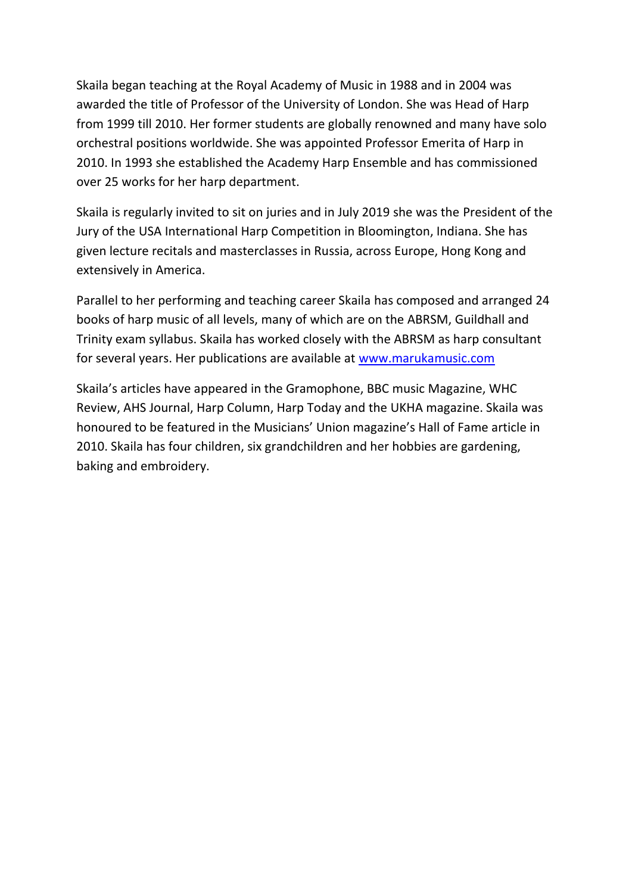Skaila began teaching at the Royal Academy of Music in 1988 and in 2004 was awarded the title of Professor of the University of London. She was Head of Harp from 1999 till 2010. Her former students are globally renowned and many have solo orchestral positions worldwide. She was appointed Professor Emerita of Harp in 2010. In 1993 she established the Academy Harp Ensemble and has commissioned over 25 works for her harp department.

Skaila is regularly invited to sit on juries and in July 2019 she was the President of the Jury of the USA International Harp Competition in Bloomington, Indiana. She has given lecture recitals and masterclasses in Russia, across Europe, Hong Kong and extensively in America.

Parallel to her performing and teaching career Skaila has composed and arranged 24 books of harp music of all levels, many of which are on the ABRSM, Guildhall and Trinity exam syllabus. Skaila has worked closely with the ABRSM as harp consultant for several years. Her publications are available at [www.marukamusic.com](http://www.marukamusic.com)

Skaila's articles have appeared in the Gramophone, BBC music Magazine, WHC Review, AHS Journal, Harp Column, Harp Today and the UKHA magazine. Skaila was honoured to be featured in the Musicians' Union magazine's Hall of Fame article in 2010. Skaila has four children, six grandchildren and her hobbies are gardening, baking and embroidery.